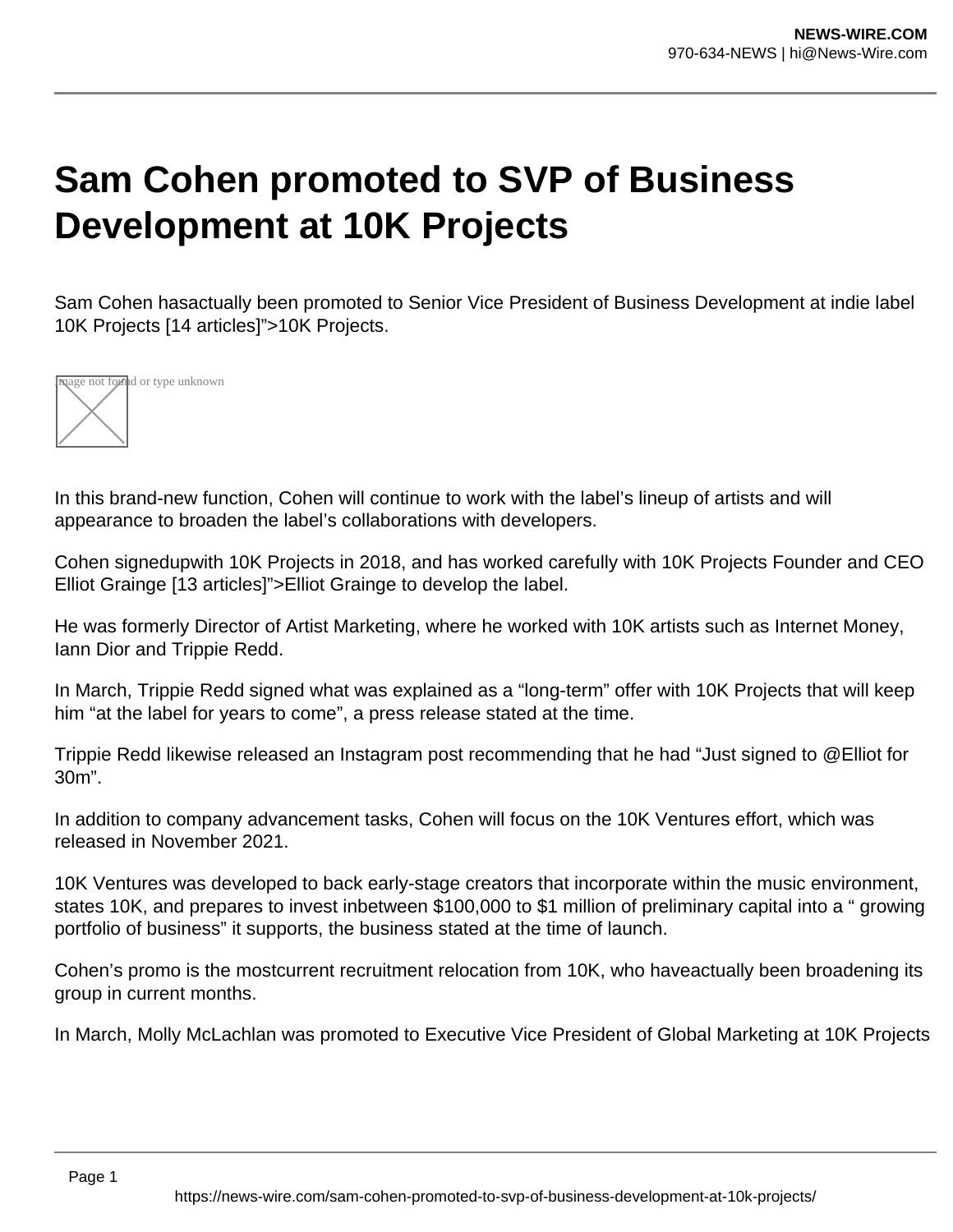# Sam Cohen promoted to SVP of Business Development at 10K Projects

Sam Cohen hasactually been promoted to Senior Vice President of Business Development at indie label 10K Projects [14 articles]">10K Projects.

In this brand-new function, Cohen will continue to work with the label's lineup of artists and will appearance to broaden the label's collaborations with developers.

Cohen signedupwith 10K Projects in 2018, and has worked carefully with 10K Projects Founder and CEO Elliot Grainge [13 articles]">Elliot Grainge to develop the label.

He was formerly Director of Artist Marketing, where he worked with 10K artists such as Internet Money, Iann Dior and Trippie Redd.

In March, Trippie Redd signed what was explained as a "long-term" offer with 10K Projects that will keep him "at the label for years to come", a press release stated at the time.

Trippie Redd likewise released an Instagram post recommending that he had "Just signed to @Elliot for 30m".

In addition to company advancement tasks, Cohen will focus on the 10K Ventures effort, which was released in November 2021.

10K Ventures was developed to back early-stage creators that incorporate within the music environment, states 10K, and prepares to invest inbetween $100,000 to $1 million of preliminary capital into a " growing portfolio of business" it supports, the business stated at the time of launch.

Cohen's promo is the mostcurrent recruitment relocation from 10K, who haveactually been broadening its group in current months.

In March, Molly McLachlan was promoted to Executive Vice President of Global Marketing at 10K Projects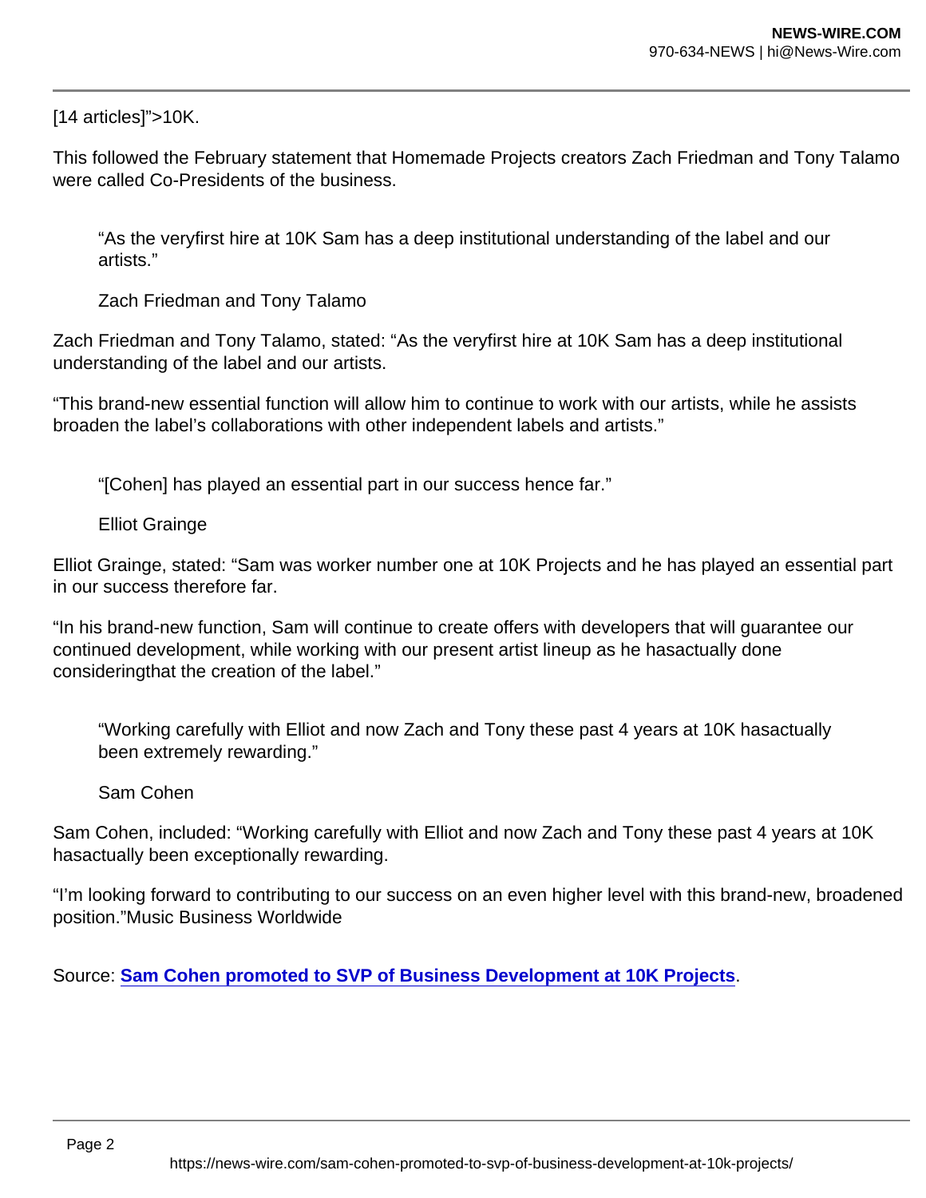[14 articles]">10K.

This followed the February statement that Homemade Projects creators Zach Friedman and Tony Talamo were called Co-Presidents of the business.

> "As the veryfirst hire at 10K Sam has a deep institutional understanding of the label and our artists."
>
> Zach Friedman and Tony Talamo

Zach Friedman and Tony Talamo, stated: "As the veryfirst hire at 10K Sam has a deep institutional understanding of the label and our artists.

"This brand-new essential function will allow him to continue to work with our artists, while he assists broaden the label's collaborations with other independent labels and artists."

> "[Cohen] has played an essential part in our success hence far."
>
> Elliot Grainge

Elliot Grainge, stated: "Sam was worker number one at 10K Projects and he has played an essential part in our success therefore far.

"In his brand-new function, Sam will continue to create offers with developers that will guarantee our continued development, while working with our present artist lineup as he hasactually done consideringthat the creation of the label."

> "Working carefully with Elliot and now Zach and Tony these past 4 years at 10K hasactually been extremely rewarding."
>
> Sam Cohen

Sam Cohen, included: "Working carefully with Elliot and now Zach and Tony these past 4 years at 10K hasactually been exceptionally rewarding.

"I'm looking forward to contributing to our success on an even higher level with this brand-new, broadened position."Music Business Worldwide

Source: **[Sam Cohen promoted to SVP of Business Development at 10K Projects](https://news-wire.com/sam-cohen-promoted-to-svp-of-business-development-at-10k-projects/)**.